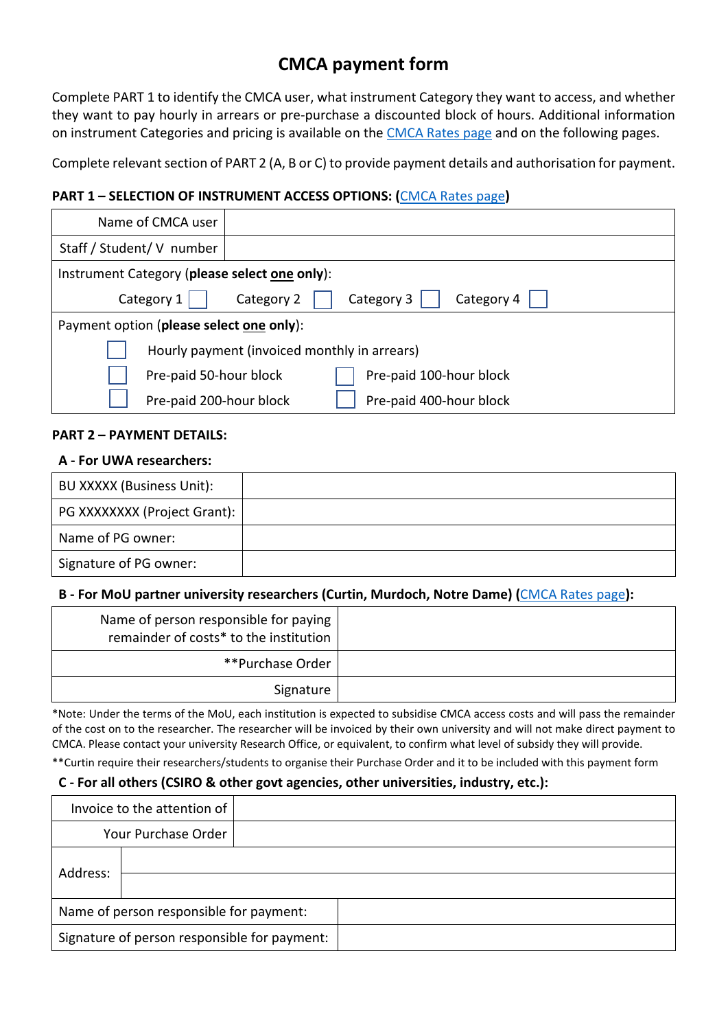# CMCA payment form

Complete PART 1 to identify the CMCA user, what instrument Category they want to access, and whether they want to pay hourly in arrears or pre-purchase a discounted block of hours. Additional information on instrument Categories and pricing is available on the CMCA Rates page and on the following pages.

Complete relevant section of PART 2 (A, B or C) to provide payment details and authorisation for payment.

### PART 1 – SELECTION OF INSTRUMENT ACCESS OPTIONS: (CMCA Rates page)

| Name of CMCA user | |
|---|---|
| Staff / Student/ V number | |

Instrument Category (**please select one only**):

☐ Category 1 ☐ Category 2 ☐ Category 3 ☐ Category 4

Payment option (**please select one only**):

☐ Hourly payment (invoiced monthly in arrears)

☐ Pre-paid 50-hour block ☐ Pre-paid 100-hour block

☐ Pre-paid 200-hour block ☐ Pre-paid 400-hour block

### PART 2 – PAYMENT DETAILS:

#### A - For UWA researchers:

| BU XXXXX (Business Unit): | |
|---|---|
| PG XXXXXXXX (Project Grant): | |
| Name of PG owner: | |
| Signature of PG owner: | |

#### B - For MoU partner university researchers (Curtin, Murdoch, Notre Dame) (CMCA Rates page):

| Name of person responsible for paying remainder of costs* to the institution | |
|---|---|
| **Purchase Order | |
| Signature | |

*Note: Under the terms of the MoU, each institution is expected to subsidise CMCA access costs and will pass the remainder of the cost on to the researcher. The researcher will be invoiced by their own university and will not make direct payment to CMCA. Please contact your university Research Office, or equivalent, to confirm what level of subsidy they will provide.

**Curtin require their researchers/students to organise their Purchase Order and it to be included with this payment form

#### C - For all others (CSIRO & other govt agencies, other universities, industry, etc.):

| Invoice to the attention of | |
|---|---|
| Your Purchase Order | |
| Address: | |
| | |
| Name of person responsible for payment: | |
| Signature of person responsible for payment: | |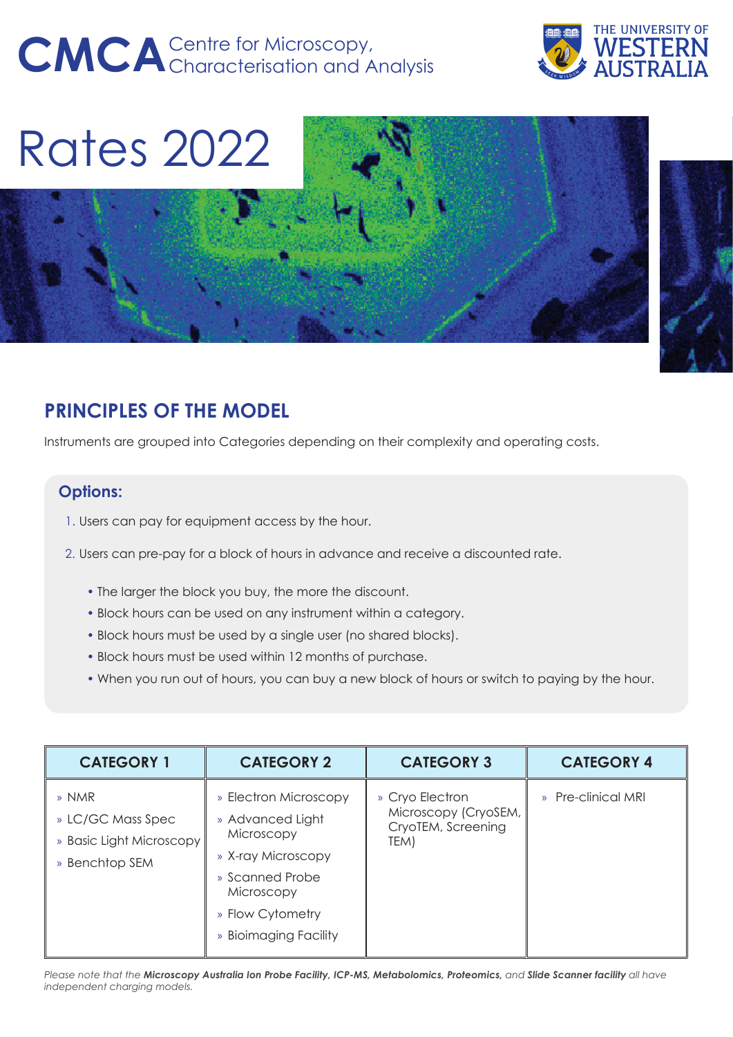# CMCA Centre for Microscopy, Characterisation and Analysis

THE UNIVERSITY OF WESTERN AUSTRALIA

# Rates 2022

## PRINCIPLES OF THE MODEL

Instruments are grouped into Categories depending on their complexity and operating costs.

### Options:

1. Users can pay for equipment access by the hour.
2. Users can pre-pay for a block of hours in advance and receive a discounted rate.
   - The larger the block you buy, the more the discount.
   - Block hours can be used on any instrument within a category.
   - Block hours must be used by a single user (no shared blocks).
   - Block hours must be used within 12 months of purchase.
   - When you run out of hours, you can buy a new block of hours or switch to paying by the hour.

| CATEGORY 1 | CATEGORY 2 | CATEGORY 3 | CATEGORY 4 |
|---|---|---|---|
| » NMR<br>» LC/GC Mass Spec<br>» Basic Light Microscopy<br>» Benchtop SEM | » Electron Microscopy<br>» Advanced Light Microscopy<br>» X-ray Microscopy<br>» Scanned Probe Microscopy<br>» Flow Cytometry<br>» Bioimaging Facility | » Cryo Electron Microscopy (CryoSEM, CryoTEM, Screening TEM) | » Pre-clinical MRI |

*Please note that the **Microscopy Australia Ion Probe Facility, ICP-MS, Metabolomics, Proteomics,** and **Slide Scanner facility** all have independent charging models.*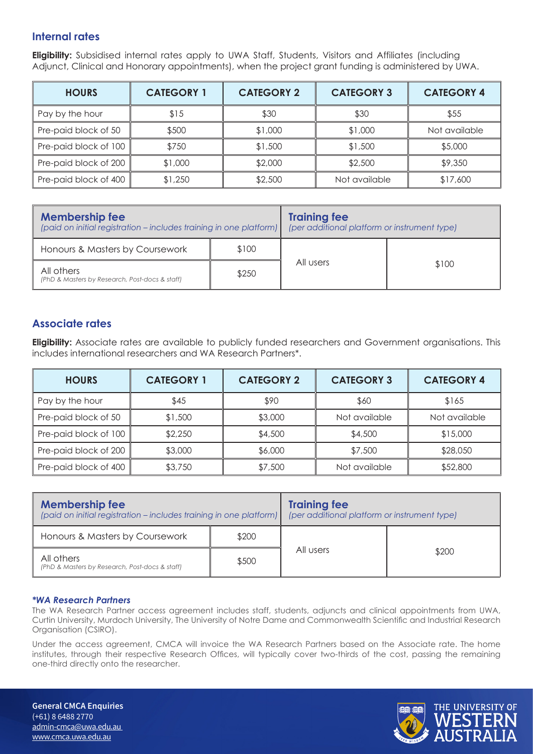## Internal rates

**Eligibility:** Subsidised internal rates apply to UWA Staff, Students, Visitors and Affiliates (including Adjunct, Clinical and Honorary appointments), when the project grant funding is administered by UWA.

| HOURS | CATEGORY 1 | CATEGORY 2 | CATEGORY 3 | CATEGORY 4 |
|---|---|---|---|---|
| Pay by the hour | $15 | $30 | $30 | $55 |
| Pre-paid block of 50 | $500 | $1,000 | $1,000 | Not available |
| Pre-paid block of 100 | $750 | $1,500 | $1,500 | $5,000 |
| Pre-paid block of 200 | $1,000 | $2,000 | $2,500 | $9,350 |
| Pre-paid block of 400 | $1,250 | $2,500 | Not available | $17,600 |

| **Membership fee** *(paid on initial registration – includes training in one platform)* | | **Training fee** *(per additional platform or instrument type)* | |
|---|---|---|---|
| Honours & Masters by Coursework | $100 | All users | $100 |
| All others *(PhD & Masters by Research, Post-docs & staff)* | $250 | | |

## Associate rates

**Eligibility:** Associate rates are available to publicly funded researchers and Government organisations. This includes international researchers and WA Research Partners*.

| HOURS | CATEGORY 1 | CATEGORY 2 | CATEGORY 3 | CATEGORY 4 |
|---|---|---|---|---|
| Pay by the hour | $45 | $90 | $60 | $165 |
| Pre-paid block of 50 | $1,500 | $3,000 | Not available | Not available |
| Pre-paid block of 100 | $2,250 | $4,500 | $4,500 | $15,000 |
| Pre-paid block of 200 | $3,000 | $6,000 | $7,500 | $28,050 |
| Pre-paid block of 400 | $3,750 | $7,500 | Not available | $52,800 |

| **Membership fee** *(paid on initial registration – includes training in one platform)* | | **Training fee** *(per additional platform or instrument type)* | |
|---|---|---|---|
| Honours & Masters by Coursework | $200 | All users | $200 |
| All others *(PhD & Masters by Research, Post-docs & staff)* | $500 | | |

***WA Research Partners***

The WA Research Partner access agreement includes staff, students, adjuncts and clinical appointments from UWA, Curtin University, Murdoch University, The University of Notre Dame and Commonwealth Scientific and Industrial Research Organisation (CSIRO).

Under the access agreement, CMCA will invoice the WA Research Partners based on the Associate rate. The home institutes, through their respective Research Offices, will typically cover two-thirds of the cost, passing the remaining one-third directly onto the researcher.

**General CMCA Enquiries**
(+61) 8 6488 2770
admin-cmca@uwa.edu.au
www.cmca.uwa.edu.au

THE UNIVERSITY OF WESTERN AUSTRALIA